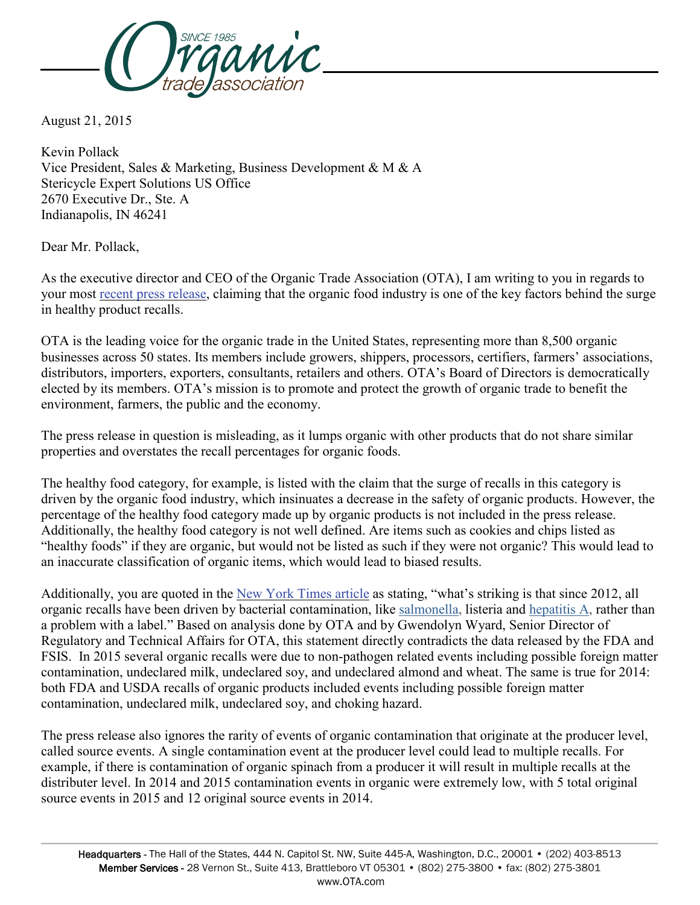August 21, 2015

Kevin Pollack
Vice President, Sales & Marketing, Business Development & M & A
Stericycle Expert Solutions US Office
2670 Executive Dr., Ste. A
Indianapolis, IN 46241

Dear Mr. Pollack,

As the executive director and CEO of the Organic Trade Association (OTA), I am writing to you in regards to your most recent press release, claiming that the organic food industry is one of the key factors behind the surge in healthy product recalls.

OTA is the leading voice for the organic trade in the United States, representing more than 8,500 organic businesses across 50 states. Its members include growers, shippers, processors, certifiers, farmers' associations, distributors, importers, exporters, consultants, retailers and others. OTA's Board of Directors is democratically elected by its members. OTA's mission is to promote and protect the growth of organic trade to benefit the environment, farmers, the public and the economy.

The press release in question is misleading, as it lumps organic with other products that do not share similar properties and overstates the recall percentages for organic foods.

The healthy food category, for example, is listed with the claim that the surge of recalls in this category is driven by the organic food industry, which insinuates a decrease in the safety of organic products. However, the percentage of the healthy food category made up by organic products is not included in the press release. Additionally, the healthy food category is not well defined. Are items such as cookies and chips listed as "healthy foods" if they are organic, but would not be listed as such if they were not organic? This would lead to an inaccurate classification of organic items, which would lead to biased results.

Additionally, you are quoted in the New York Times article as stating, "what's striking is that since 2012, all organic recalls have been driven by bacterial contamination, like salmonella, listeria and hepatitis A, rather than a problem with a label." Based on analysis done by OTA and by Gwendolyn Wyard, Senior Director of Regulatory and Technical Affairs for OTA, this statement directly contradicts the data released by the FDA and FSIS. In 2015 several organic recalls were due to non-pathogen related events including possible foreign matter contamination, undeclared milk, undeclared soy, and undeclared almond and wheat. The same is true for 2014: both FDA and USDA recalls of organic products included events including possible foreign matter contamination, undeclared milk, undeclared soy, and choking hazard.

The press release also ignores the rarity of events of organic contamination that originate at the producer level, called source events. A single contamination event at the producer level could lead to multiple recalls. For example, if there is contamination of organic spinach from a producer it will result in multiple recalls at the distributer level. In 2014 and 2015 contamination events in organic were extremely low, with 5 total original source events in 2015 and 12 original source events in 2014.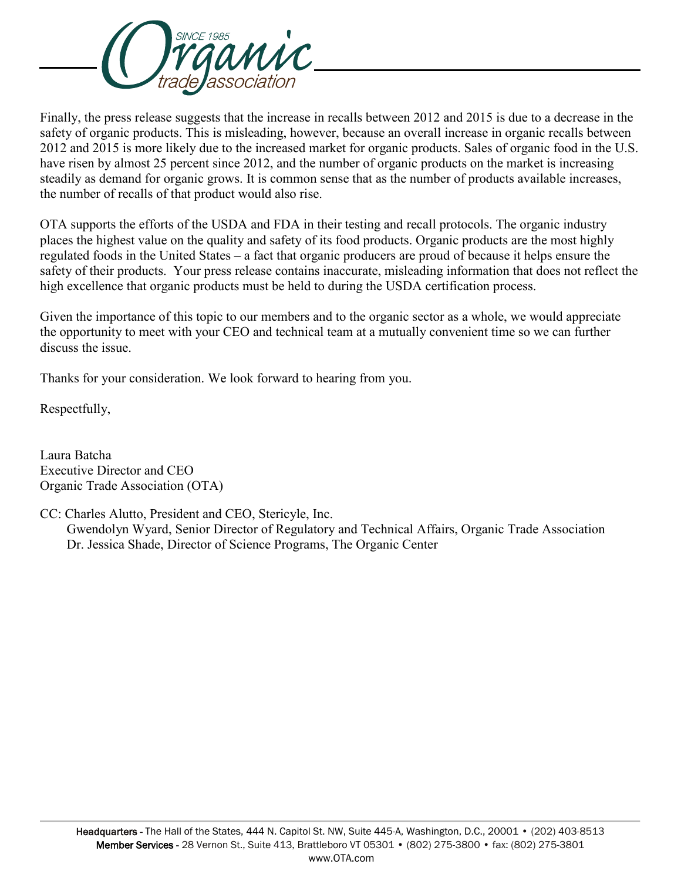Finally, the press release suggests that the increase in recalls between 2012 and 2015 is due to a decrease in the safety of organic products. This is misleading, however, because an overall increase in organic recalls between 2012 and 2015 is more likely due to the increased market for organic products. Sales of organic food in the U.S. have risen by almost 25 percent since 2012, and the number of organic products on the market is increasing steadily as demand for organic grows. It is common sense that as the number of products available increases, the number of recalls of that product would also rise.

OTA supports the efforts of the USDA and FDA in their testing and recall protocols. The organic industry places the highest value on the quality and safety of its food products. Organic products are the most highly regulated foods in the United States – a fact that organic producers are proud of because it helps ensure the safety of their products. Your press release contains inaccurate, misleading information that does not reflect the high excellence that organic products must be held to during the USDA certification process.

Given the importance of this topic to our members and to the organic sector as a whole, we would appreciate the opportunity to meet with your CEO and technical team at a mutually convenient time so we can further discuss the issue.

Thanks for your consideration. We look forward to hearing from you.

Respectfully,

Laura Batcha
Executive Director and CEO
Organic Trade Association (OTA)

CC: Charles Alutto, President and CEO, Stericyle, Inc.
Gwendolyn Wyard, Senior Director of Regulatory and Technical Affairs, Organic Trade Association
Dr. Jessica Shade, Director of Science Programs, The Organic Center

**Headquarters** - The Hall of the States, 444 N. Capitol St. NW, Suite 445-A, Washington, D.C., 20001 • (202) 403-8513
**Member Services** - 28 Vernon St., Suite 413, Brattleboro VT 05301 • (802) 275-3800 • fax: (802) 275-3801
www.OTA.com